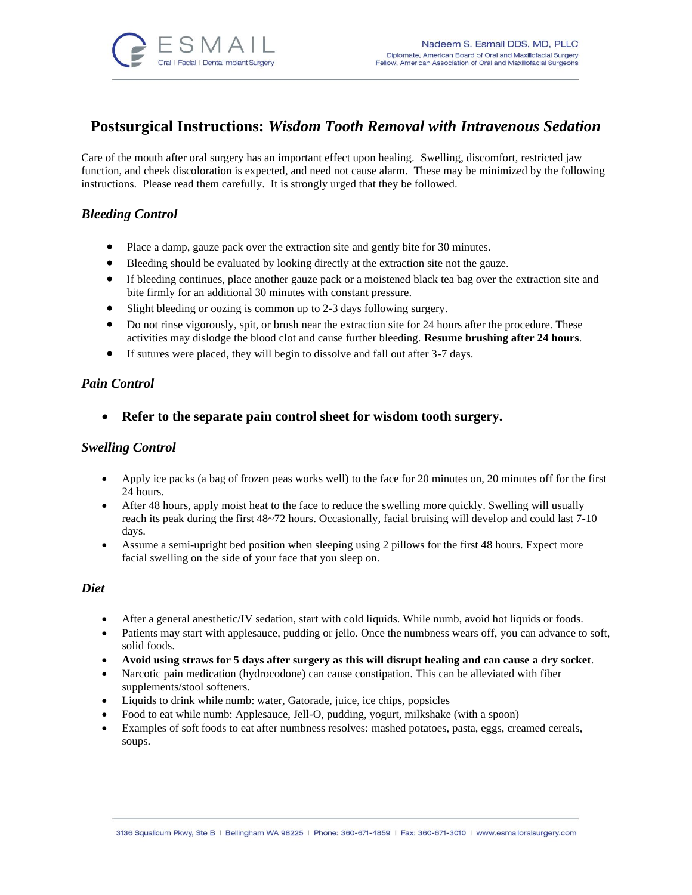# Postsurgical Instructions: *Wisdom Tooth Removal with Intravenous Sedation*

Care of the mouth after oral surgery has an important effect upon healing. Swelling, discomfort, restricted jaw function, and cheek discoloration is expected, and need not cause alarm. These may be minimized by the following instructions. Please read them carefully. It is strongly urged that they be followed.

## *Bleeding Control*

- Place a damp, gauze pack over the extraction site and gently bite for 30 minutes.
- Bleeding should be evaluated by looking directly at the extraction site not the gauze.
- If bleeding continues, place another gauze pack or a moistened black tea bag over the extraction site and bite firmly for an additional 30 minutes with constant pressure.
- Slight bleeding or oozing is common up to 2-3 days following surgery.
- Do not rinse vigorously, spit, or brush near the extraction site for 24 hours after the procedure. These activities may dislodge the blood clot and cause further bleeding. **Resume brushing after 24 hours**.
- If sutures were placed, they will begin to dissolve and fall out after 3-7 days.

## *Pain Control*

- **Refer to the separate pain control sheet for wisdom tooth surgery.**

## *Swelling Control*

- Apply ice packs (a bag of frozen peas works well) to the face for 20 minutes on, 20 minutes off for the first 24 hours.
- After 48 hours, apply moist heat to the face to reduce the swelling more quickly. Swelling will usually reach its peak during the first 48~72 hours. Occasionally, facial bruising will develop and could last 7-10 days.
- Assume a semi-upright bed position when sleeping using 2 pillows for the first 48 hours. Expect more facial swelling on the side of your face that you sleep on.

## *Diet*

- After a general anesthetic/IV sedation, start with cold liquids. While numb, avoid hot liquids or foods.
- Patients may start with applesauce, pudding or jello. Once the numbness wears off, you can advance to soft, solid foods.
- **Avoid using straws for 5 days after surgery as this will disrupt healing and can cause a dry socket**.
- Narcotic pain medication (hydrocodone) can cause constipation. This can be alleviated with fiber supplements/stool softeners.
- Liquids to drink while numb: water, Gatorade, juice, ice chips, popsicles
- Food to eat while numb: Applesauce, Jell-O, pudding, yogurt, milkshake (with a spoon)
- Examples of soft foods to eat after numbness resolves: mashed potatoes, pasta, eggs, creamed cereals, soups.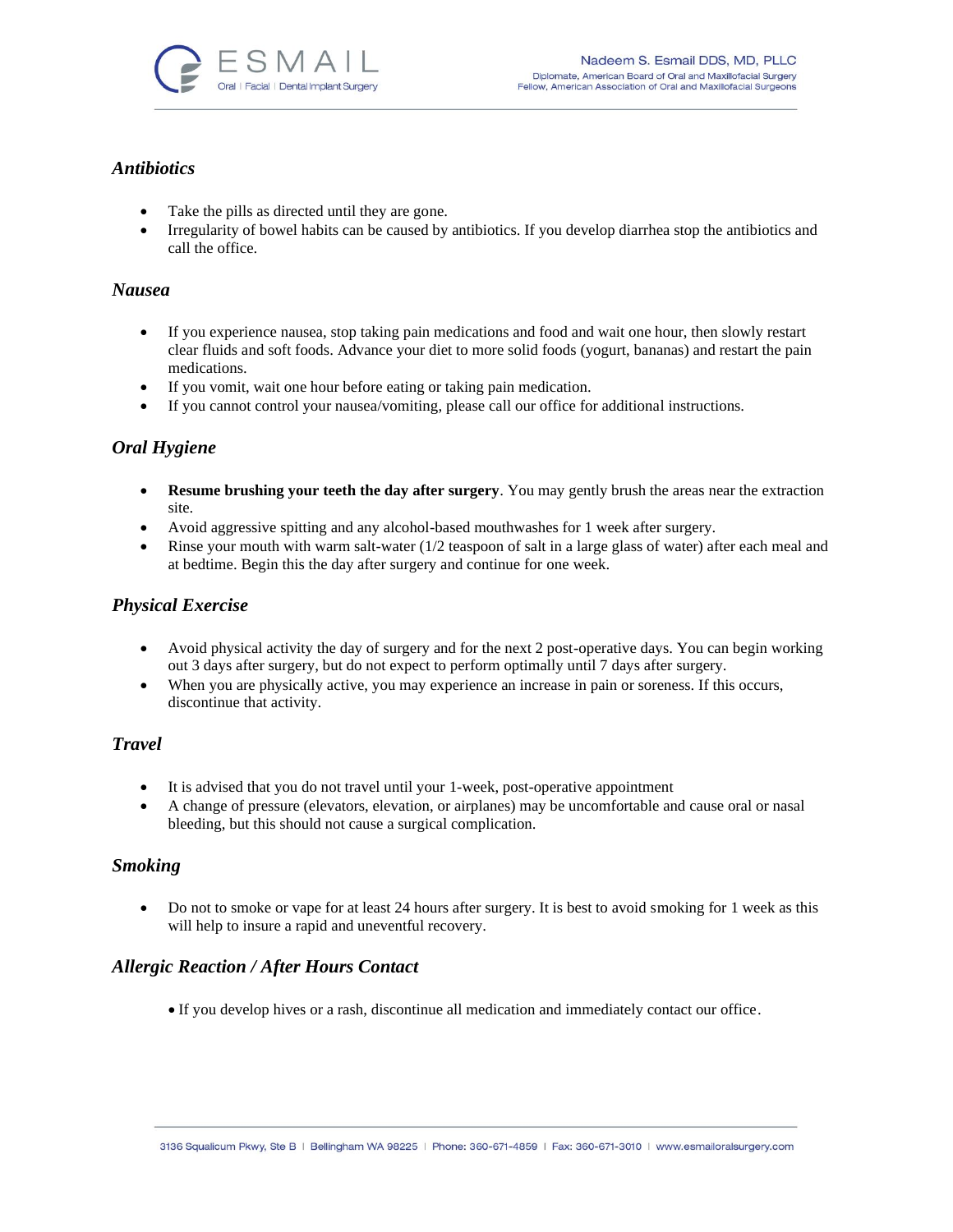### *Antibiotics*

- Take the pills as directed until they are gone.
- Irregularity of bowel habits can be caused by antibiotics. If you develop diarrhea stop the antibiotics and call the office.

### *Nausea*

- If you experience nausea, stop taking pain medications and food and wait one hour, then slowly restart clear fluids and soft foods. Advance your diet to more solid foods (yogurt, bananas) and restart the pain medications.
- If you vomit, wait one hour before eating or taking pain medication.
- If you cannot control your nausea/vomiting, please call our office for additional instructions.

### *Oral Hygiene*

- **Resume brushing your teeth the day after surgery**. You may gently brush the areas near the extraction site.
- Avoid aggressive spitting and any alcohol-based mouthwashes for 1 week after surgery.
- Rinse your mouth with warm salt-water (1/2 teaspoon of salt in a large glass of water) after each meal and at bedtime. Begin this the day after surgery and continue for one week.

### *Physical Exercise*

- Avoid physical activity the day of surgery and for the next 2 post-operative days. You can begin working out 3 days after surgery, but do not expect to perform optimally until 7 days after surgery.
- When you are physically active, you may experience an increase in pain or soreness. If this occurs, discontinue that activity.

### *Travel*

- It is advised that you do not travel until your 1-week, post-operative appointment
- A change of pressure (elevators, elevation, or airplanes) may be uncomfortable and cause oral or nasal bleeding, but this should not cause a surgical complication.

### *Smoking*

- Do not to smoke or vape for at least 24 hours after surgery. It is best to avoid smoking for 1 week as this will help to insure a rapid and uneventful recovery.

### *Allergic Reaction / After Hours Contact*

- If you develop hives or a rash, discontinue all medication and immediately contact our office.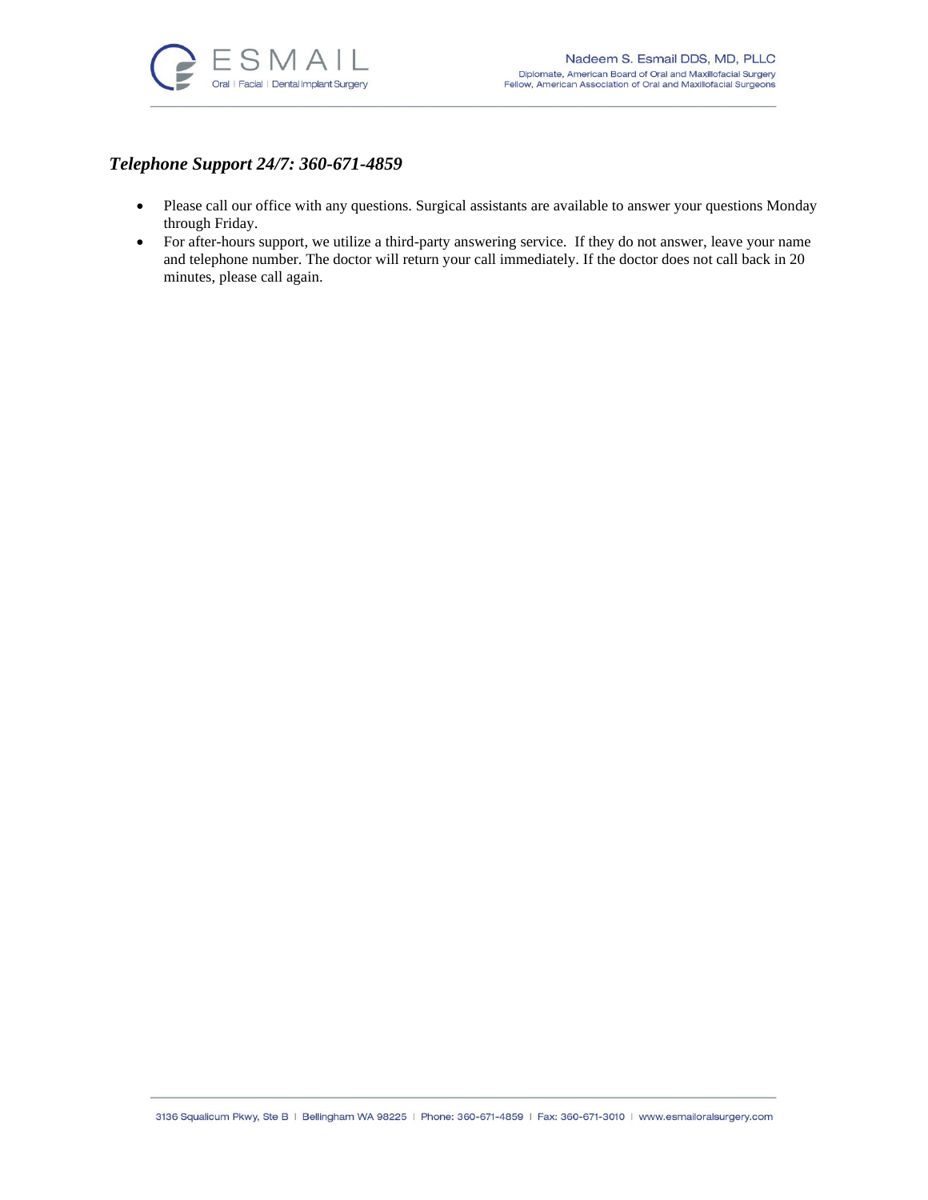### ***Telephone Support 24/7: 360-671-4859***

- Please call our office with any questions. Surgical assistants are available to answer your questions Monday through Friday.
- For after-hours support, we utilize a third-party answering service. If they do not answer, leave your name and telephone number. The doctor will return your call immediately. If the doctor does not call back in 20 minutes, please call again.